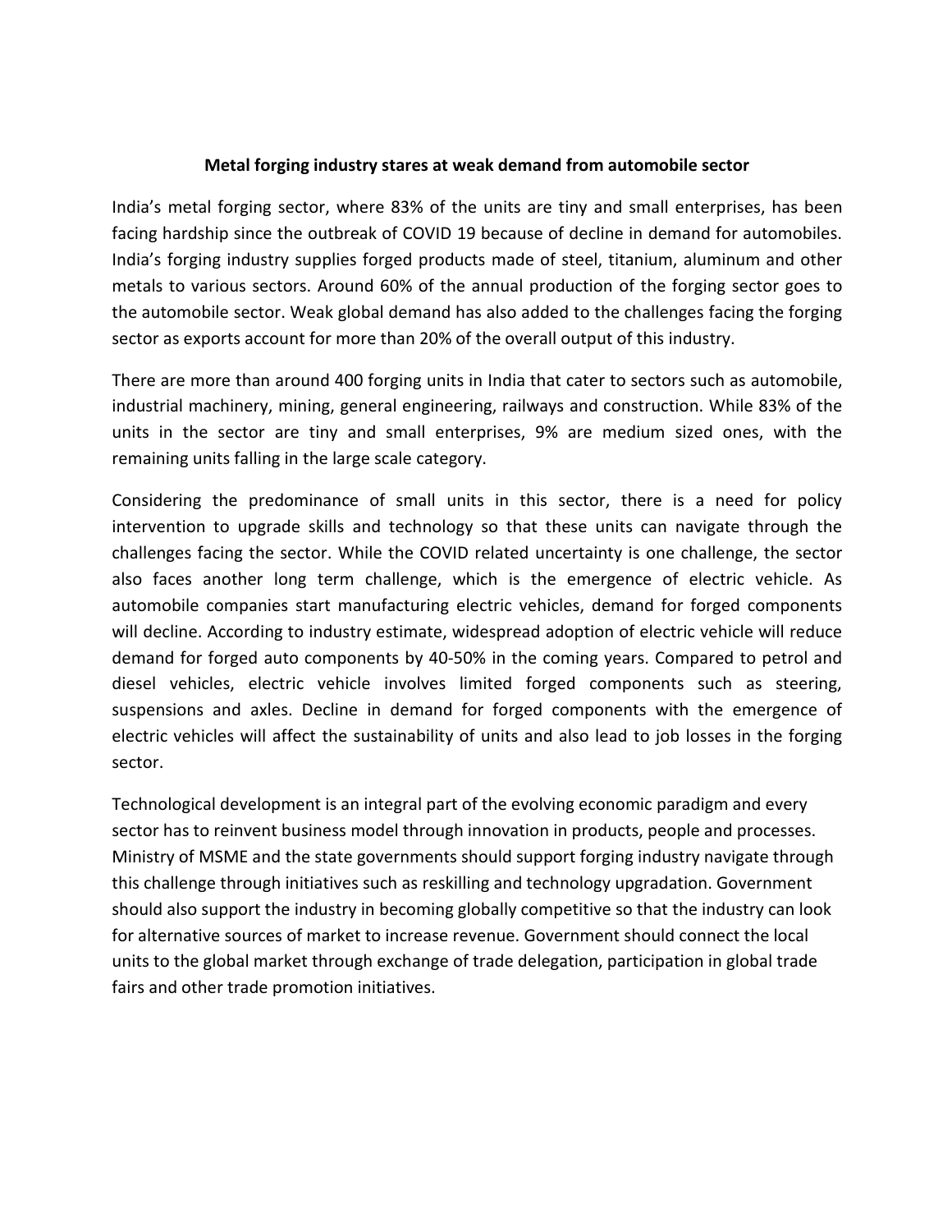**Metal forging industry stares at weak demand from automobile sector**

India's metal forging sector, where 83% of the units are tiny and small enterprises, has been facing hardship since the outbreak of COVID 19 because of decline in demand for automobiles. India's forging industry supplies forged products made of steel, titanium, aluminum and other metals to various sectors. Around 60% of the annual production of the forging sector goes to the automobile sector. Weak global demand has also added to the challenges facing the forging sector as exports account for more than 20% of the overall output of this industry.

There are more than around 400 forging units in India that cater to sectors such as automobile, industrial machinery, mining, general engineering, railways and construction. While 83% of the units in the sector are tiny and small enterprises, 9% are medium sized ones, with the remaining units falling in the large scale category.

Considering the predominance of small units in this sector, there is a need for policy intervention to upgrade skills and technology so that these units can navigate through the challenges facing the sector. While the COVID related uncertainty is one challenge, the sector also faces another long term challenge, which is the emergence of electric vehicle. As automobile companies start manufacturing electric vehicles, demand for forged components will decline. According to industry estimate, widespread adoption of electric vehicle will reduce demand for forged auto components by 40-50% in the coming years. Compared to petrol and diesel vehicles, electric vehicle involves limited forged components such as steering, suspensions and axles. Decline in demand for forged components with the emergence of electric vehicles will affect the sustainability of units and also lead to job losses in the forging sector.

Technological development is an integral part of the evolving economic paradigm and every sector has to reinvent business model through innovation in products, people and processes. Ministry of MSME and the state governments should support forging industry navigate through this challenge through initiatives such as reskilling and technology upgradation. Government should also support the industry in becoming globally competitive so that the industry can look for alternative sources of market to increase revenue. Government should connect the local units to the global market through exchange of trade delegation, participation in global trade fairs and other trade promotion initiatives.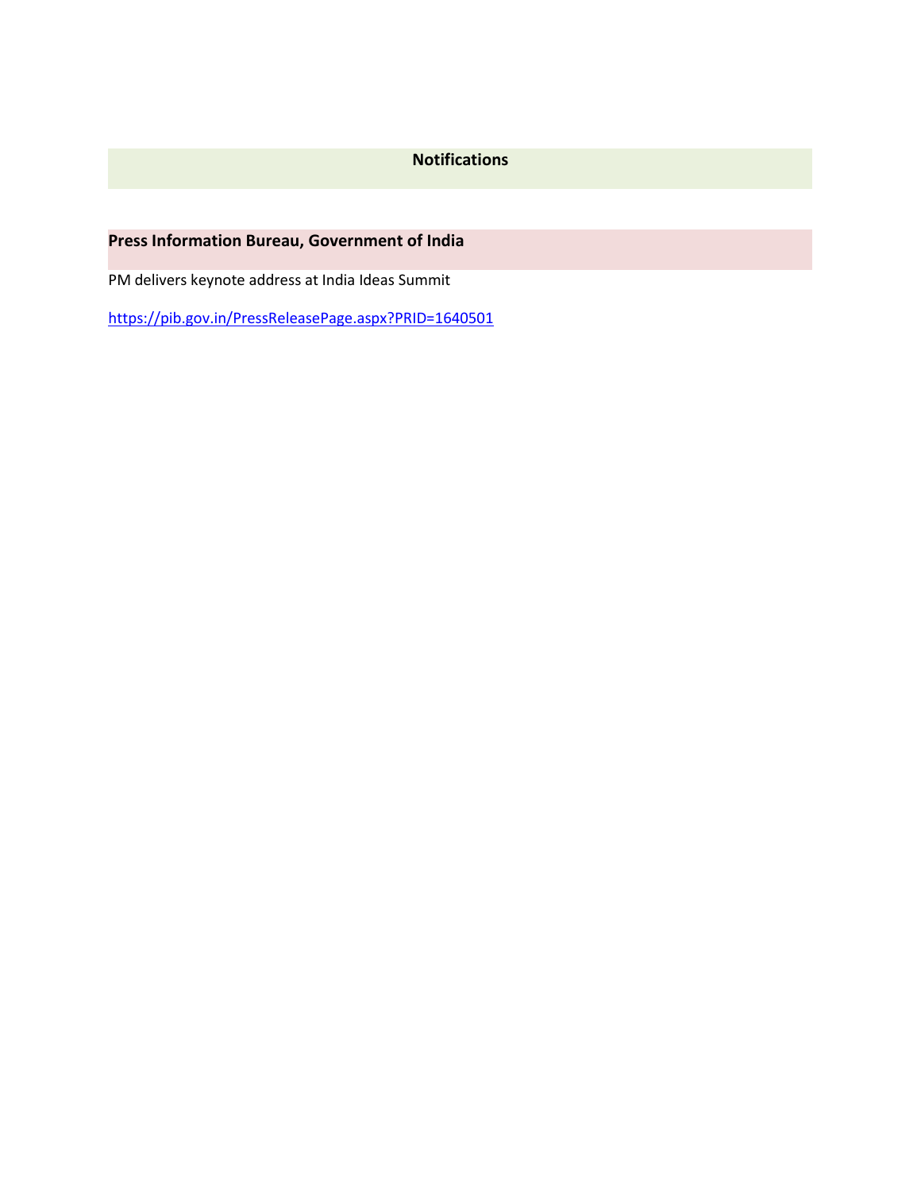## Notifications

### Press Information Bureau, Government of India

PM delivers keynote address at India Ideas Summit

https://pib.gov.in/PressReleasePage.aspx?PRID=1640501